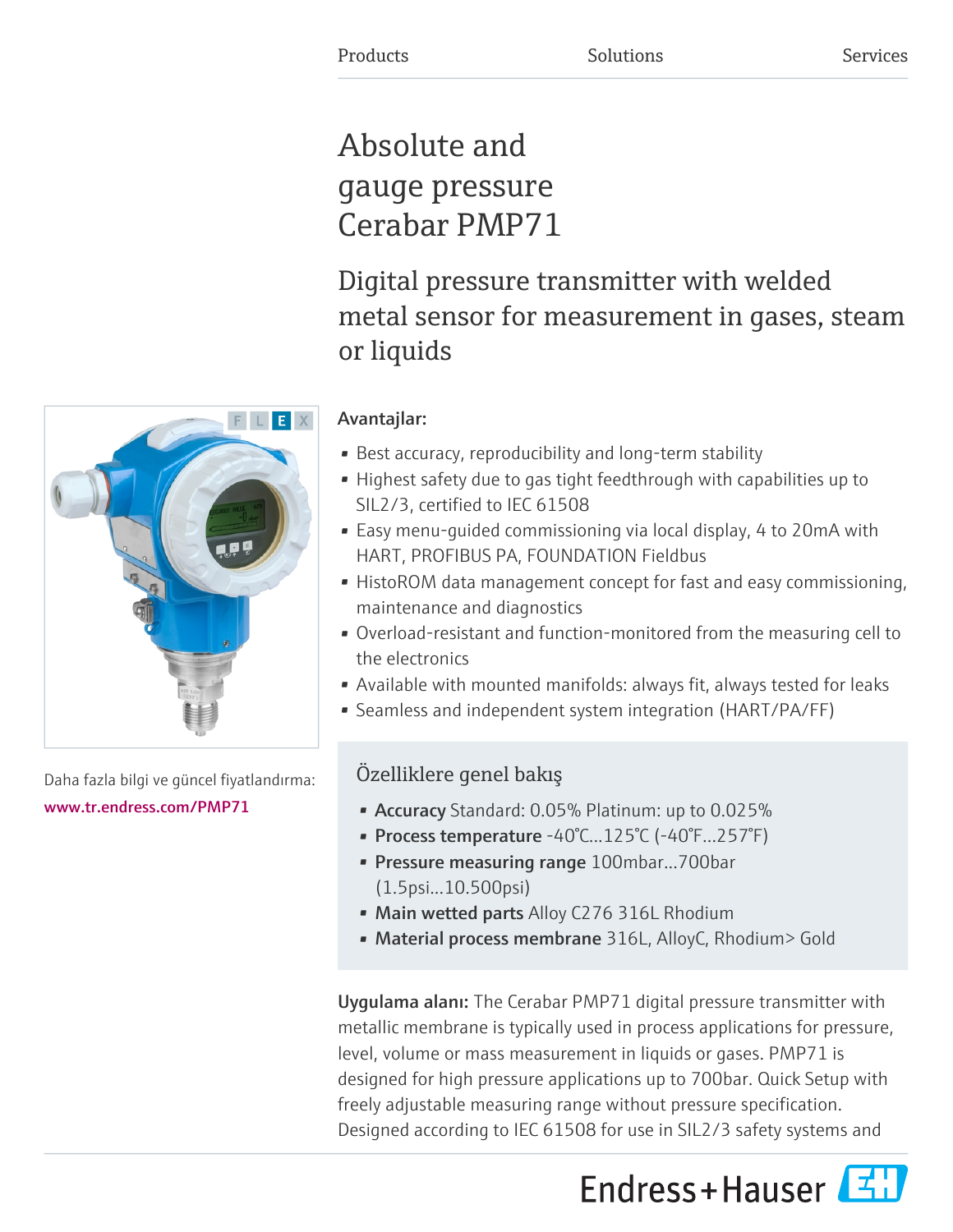Products Solutions Services

# Absolute and gauge pressure Cerabar PMP71

## Digital pressure transmitter with welded metal sensor for measurement in gases, steam or liquids

Daha fazla bilgi ve güncel fiyatlandırma:
www.tr.endress.com/PMP71

**Avantajlar:**

- Best accuracy, reproducibility and long-term stability
- Highest safety due to gas tight feedthrough with capabilities up to SIL2/3, certified to IEC 61508
- Easy menu-guided commissioning via local display, 4 to 20mA with HART, PROFIBUS PA, FOUNDATION Fieldbus
- HistoROM data management concept for fast and easy commissioning, maintenance and diagnostics
- Overload-resistant and function-monitored from the measuring cell to the electronics
- Available with mounted manifolds: always fit, always tested for leaks
- Seamless and independent system integration (HART/PA/FF)

### Özelliklere genel bakış

- **Accuracy** Standard: 0.05% Platinum: up to 0.025%
- **Process temperature** -40°C...125°C (-40°F...257°F)
- **Pressure measuring range** 100mbar...700bar (1.5psi...10.500psi)
- **Main wetted parts** Alloy C276 316L Rhodium
- **Material process membrane** 316L, AlloyC, Rhodium> Gold

**Uygulama alanı:** The Cerabar PMP71 digital pressure transmitter with metallic membrane is typically used in process applications for pressure, level, volume or mass measurement in liquids or gases. PMP71 is designed for high pressure applications up to 700bar. Quick Setup with freely adjustable measuring range without pressure specification. Designed according to IEC 61508 for use in SIL2/3 safety systems and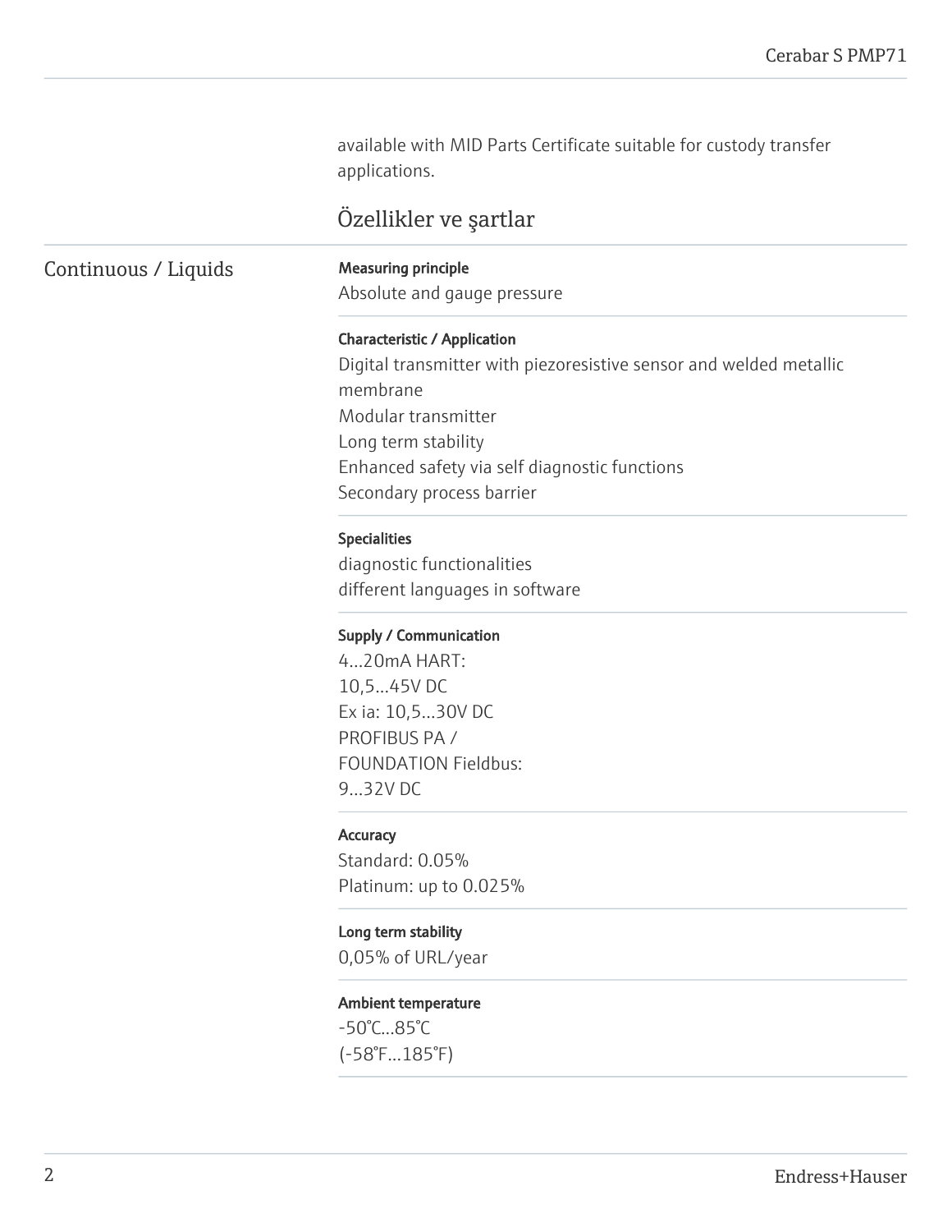available with MID Parts Certificate suitable for custody transfer applications.

## Özellikler ve şartlar

### Continuous / Liquids

**Measuring principle**
Absolute and gauge pressure

**Characteristic / Application**
Digital transmitter with piezoresistive sensor and welded metallic membrane
Modular transmitter
Long term stability
Enhanced safety via self diagnostic functions
Secondary process barrier

**Specialities**
diagnostic functionalities
different languages in software

**Supply / Communication**
4...20mA HART:
10,5...45V DC
Ex ia: 10,5...30V DC
PROFIBUS PA /
FOUNDATION Fieldbus:
9...32V DC

**Accuracy**
Standard: 0.05%
Platinum: up to 0.025%

**Long term stability**
0,05% of URL/year

**Ambient temperature**
-50°C...85°C
(-58°F...185°F)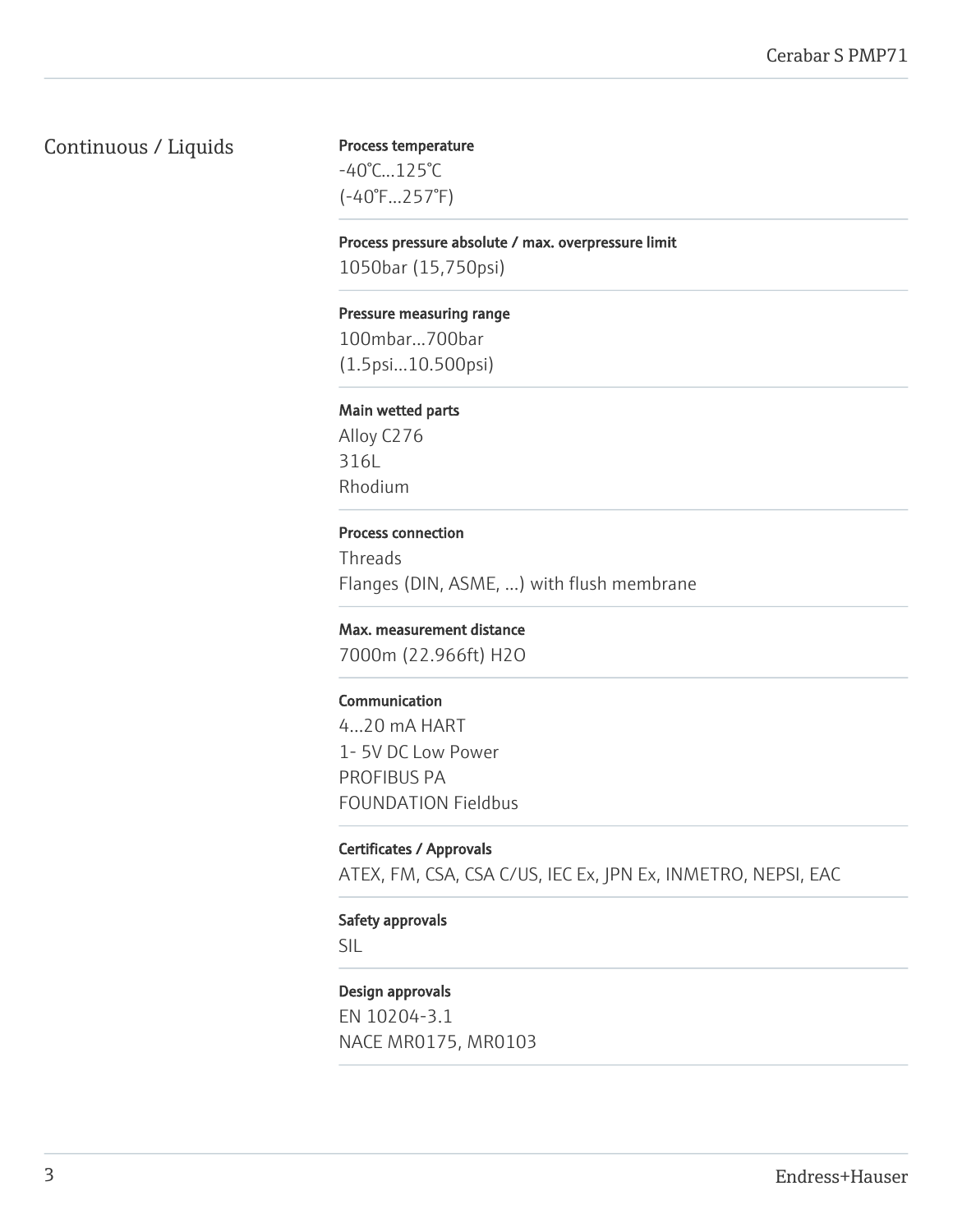## Continuous / Liquids

**Process temperature**

-40°C...125°C
(-40°F...257°F)

**Process pressure absolute / max. overpressure limit**

1050bar (15,750psi)

**Pressure measuring range**

100mbar...700bar
(1.5psi...10.500psi)

**Main wetted parts**

Alloy C276
316L
Rhodium

**Process connection**

Threads
Flanges (DIN, ASME, ...) with flush membrane

**Max. measurement distance**

7000m (22.966ft) H2O

**Communication**

4...20 mA HART
1- 5V DC Low Power
PROFIBUS PA
FOUNDATION Fieldbus

**Certificates / Approvals**

ATEX, FM, CSA, CSA C/US, IEC Ex, JPN Ex, INMETRO, NEPSI, EAC

**Safety approvals**

SIL

**Design approvals**

EN 10204-3.1
NACE MR0175, MR0103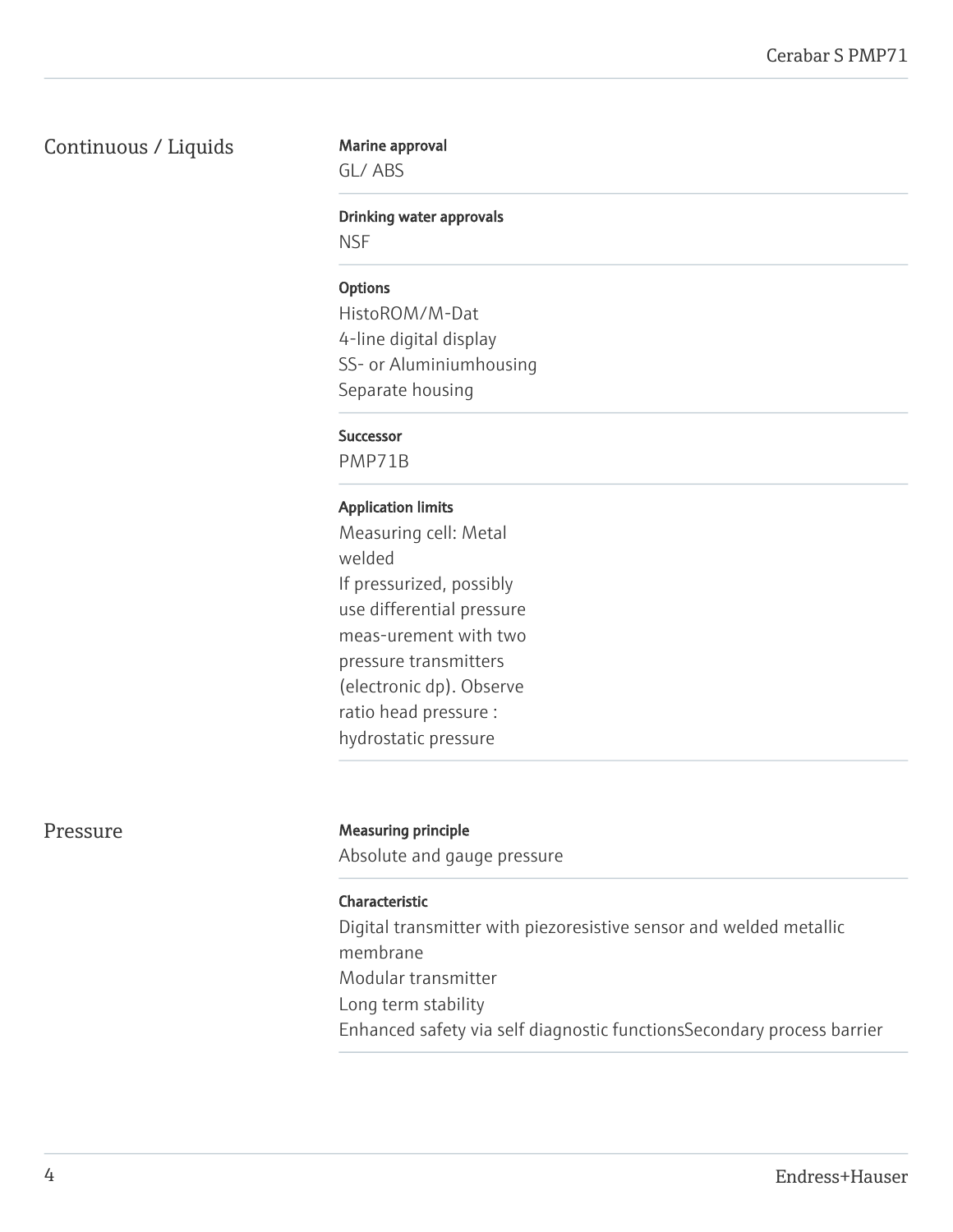## Continuous / Liquids

**Marine approval**
GL/ ABS

**Drinking water approvals**
NSF

**Options**
HistoROM/M-Dat
4-line digital display
SS- or Aluminiumhousing
Separate housing

**Successor**
PMP71B

**Application limits**
Measuring cell: Metal welded
If pressurized, possibly use differential pressure meas-urement with two pressure transmitters (electronic dp). Observe ratio head pressure : hydrostatic pressure

## Pressure

**Measuring principle**
Absolute and gauge pressure

**Characteristic**
Digital transmitter with piezoresistive sensor and welded metallic membrane
Modular transmitter
Long term stability
Enhanced safety via self diagnostic functionsSecondary process barrier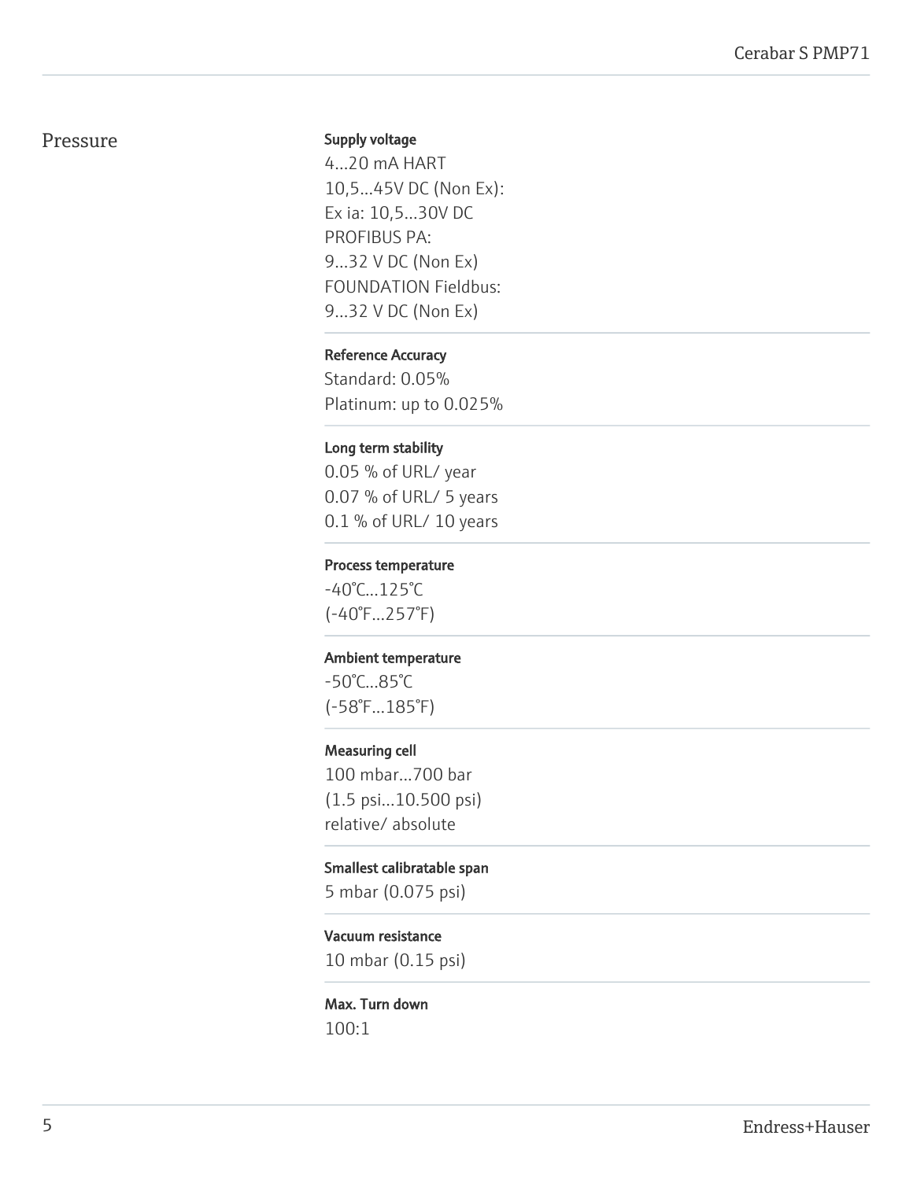## Pressure

**Supply voltage**

4...20 mA HART
10,5...45V DC (Non Ex):
Ex ia: 10,5...30V DC
PROFIBUS PA:
9...32 V DC (Non Ex)
FOUNDATION Fieldbus:
9...32 V DC (Non Ex)

**Reference Accuracy**

Standard: 0.05%
Platinum: up to 0.025%

**Long term stability**

0.05 % of URL/ year
0.07 % of URL/ 5 years
0.1 % of URL/ 10 years

**Process temperature**

-40°C...125°C
(-40°F...257°F)

**Ambient temperature**

-50°C...85°C
(-58°F...185°F)

**Measuring cell**

100 mbar...700 bar
(1.5 psi...10.500 psi)
relative/ absolute

**Smallest calibratable span**

5 mbar (0.075 psi)

**Vacuum resistance**

10 mbar (0.15 psi)

**Max. Turn down**

100:1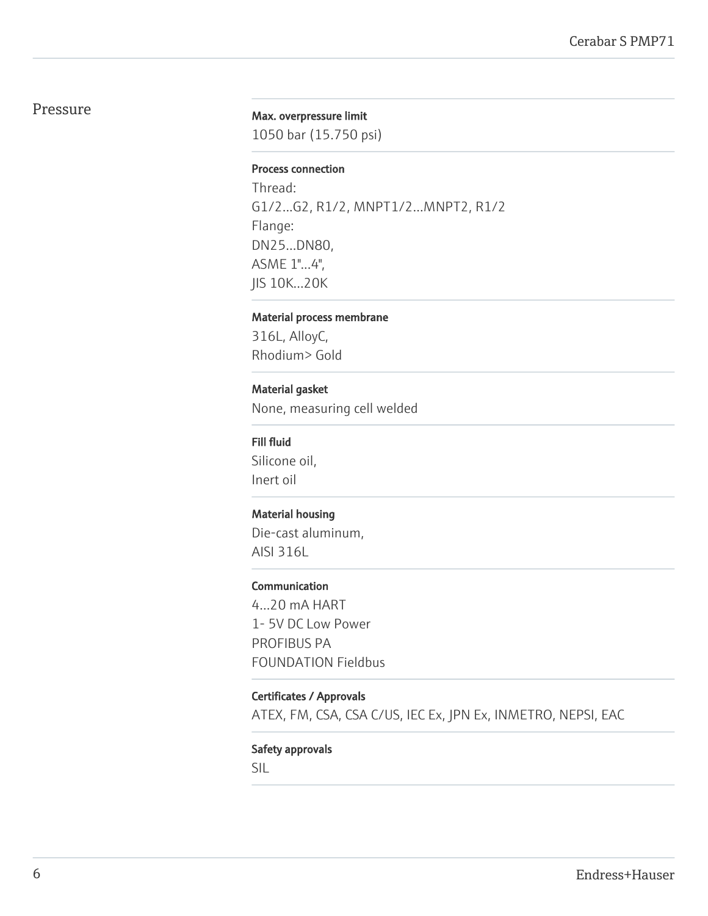## Pressure

**Max. overpressure limit**

1050 bar (15.750 psi)

**Process connection**

Thread:
G1/2...G2, R1/2, MNPT1/2...MNPT2, R1/2
Flange:
DN25...DN80,
ASME 1"...4",
JIS 10K...20K

**Material process membrane**

316L, AlloyC,
Rhodium> Gold

**Material gasket**

None, measuring cell welded

**Fill fluid**

Silicone oil,
Inert oil

**Material housing**

Die-cast aluminum,
AISI 316L

**Communication**

4...20 mA HART
1- 5V DC Low Power
PROFIBUS PA
FOUNDATION Fieldbus

**Certificates / Approvals**

ATEX, FM, CSA, CSA C/US, IEC Ex, JPN Ex, INMETRO, NEPSI, EAC

**Safety approvals**

SIL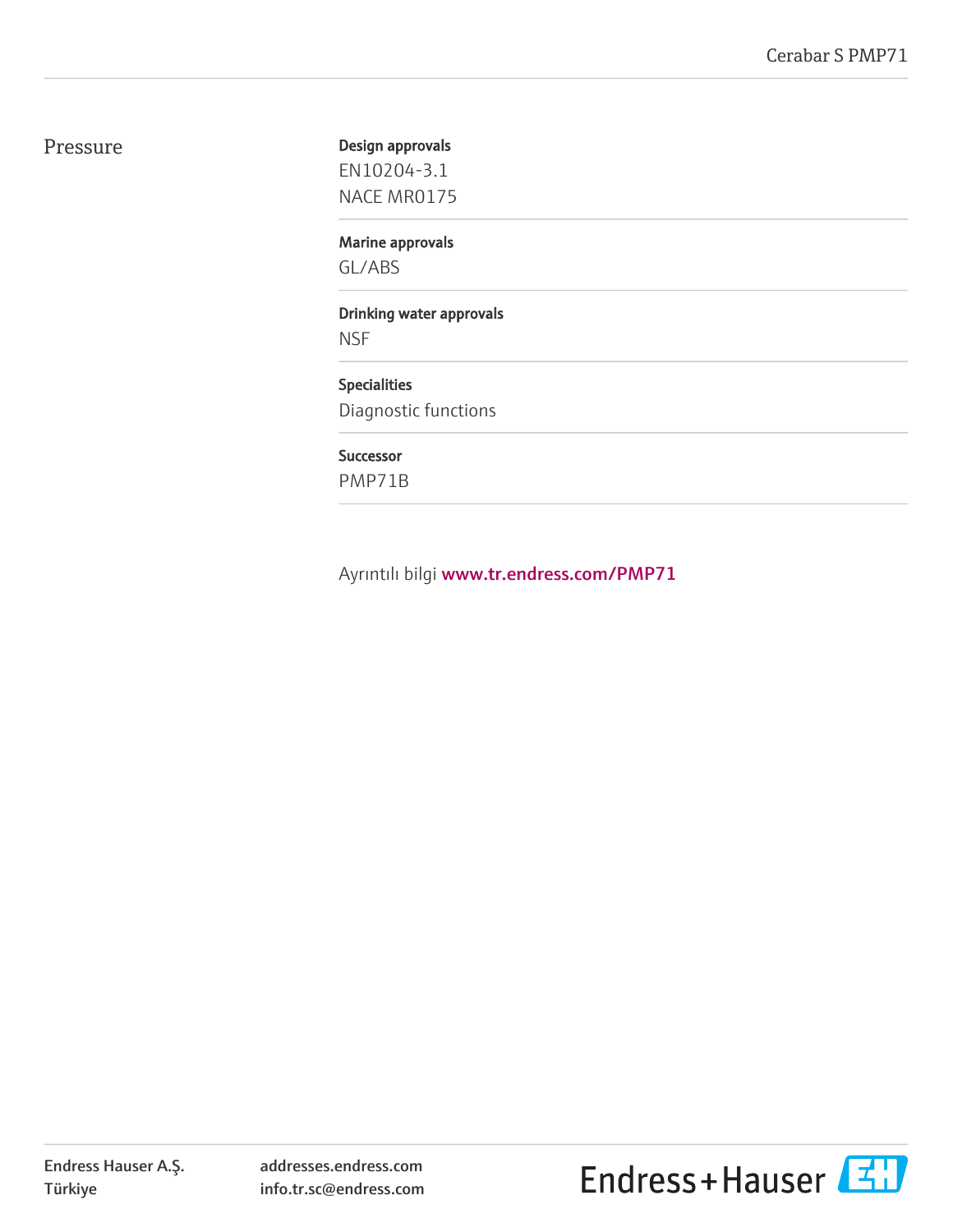## Pressure

**Design approvals**

EN10204-3.1

NACE MR0175

**Marine approvals**

GL/ABS

**Drinking water approvals**

NSF

**Specialities**

Diagnostic functions

**Successor**

PMP71B

Ayrıntılı bilgi **www.tr.endress.com/PMP71**

Endress Hauser A.Ş.
Türkiye

addresses.endress.com
info.tr.sc@endress.com